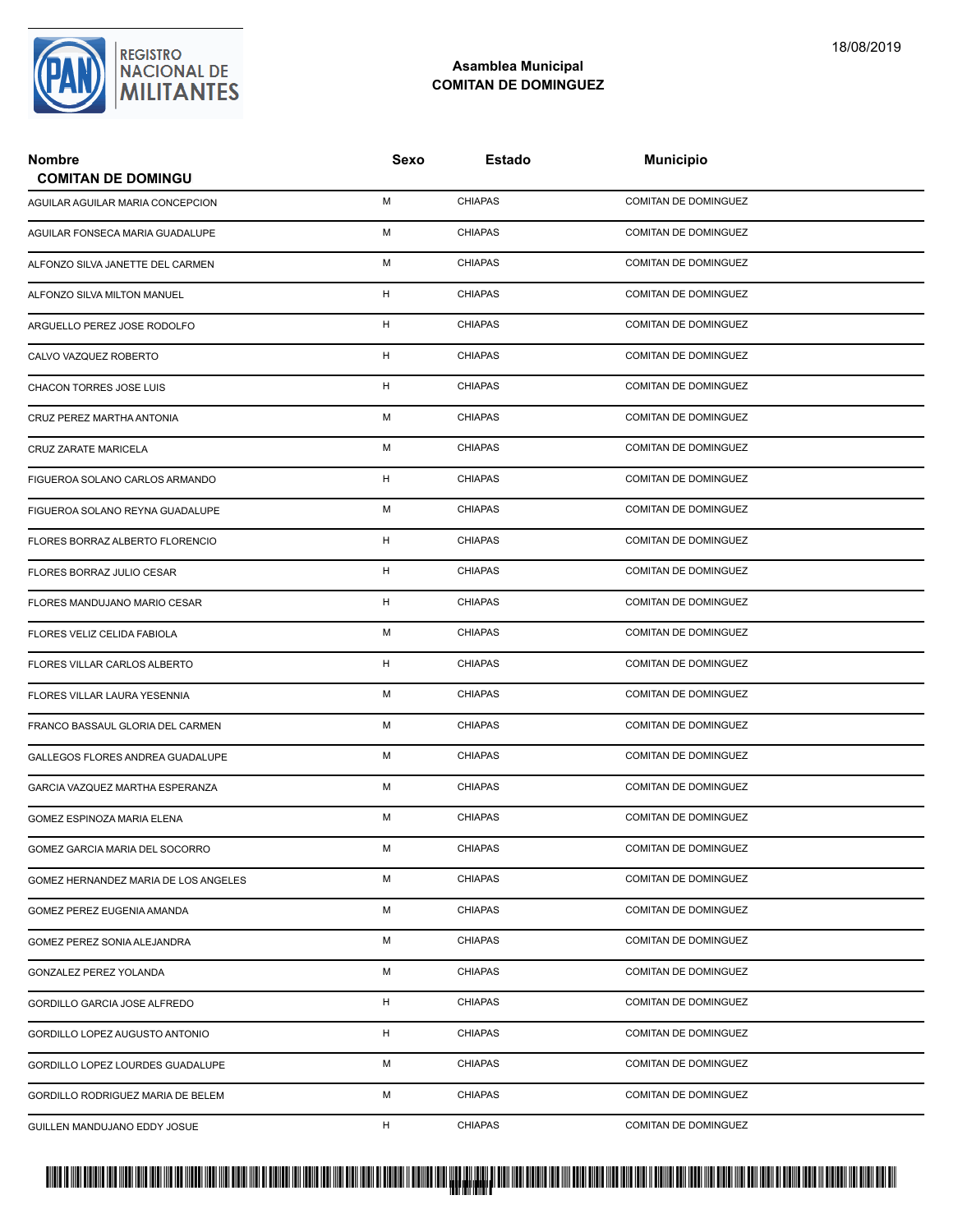## Asamblea Municipal
## COMITAN DE DOMINGUEZ

18/08/2019

| Nombre<br>COMITAN DE DOMINGU | Sexo | Estado | Municipio |
|---|---|---|---|
| AGUILAR AGUILAR MARIA CONCEPCION | M | CHIAPAS | COMITAN DE DOMINGUEZ |
| AGUILAR FONSECA MARIA GUADALUPE | M | CHIAPAS | COMITAN DE DOMINGUEZ |
| ALFONZO SILVA JANETTE DEL CARMEN | M | CHIAPAS | COMITAN DE DOMINGUEZ |
| ALFONZO SILVA MILTON MANUEL | H | CHIAPAS | COMITAN DE DOMINGUEZ |
| ARGUELLO PEREZ JOSE RODOLFO | H | CHIAPAS | COMITAN DE DOMINGUEZ |
| CALVO VAZQUEZ ROBERTO | H | CHIAPAS | COMITAN DE DOMINGUEZ |
| CHACON TORRES JOSE LUIS | H | CHIAPAS | COMITAN DE DOMINGUEZ |
| CRUZ PEREZ MARTHA ANTONIA | M | CHIAPAS | COMITAN DE DOMINGUEZ |
| CRUZ ZARATE MARICELA | M | CHIAPAS | COMITAN DE DOMINGUEZ |
| FIGUEROA SOLANO CARLOS ARMANDO | H | CHIAPAS | COMITAN DE DOMINGUEZ |
| FIGUEROA SOLANO REYNA GUADALUPE | M | CHIAPAS | COMITAN DE DOMINGUEZ |
| FLORES BORRAZ ALBERTO FLORENCIO | H | CHIAPAS | COMITAN DE DOMINGUEZ |
| FLORES BORRAZ JULIO CESAR | H | CHIAPAS | COMITAN DE DOMINGUEZ |
| FLORES MANDUJANO MARIO CESAR | H | CHIAPAS | COMITAN DE DOMINGUEZ |
| FLORES VELIZ CELIDA FABIOLA | M | CHIAPAS | COMITAN DE DOMINGUEZ |
| FLORES VILLAR CARLOS ALBERTO | H | CHIAPAS | COMITAN DE DOMINGUEZ |
| FLORES VILLAR LAURA YESENNIA | M | CHIAPAS | COMITAN DE DOMINGUEZ |
| FRANCO BASSAUL GLORIA DEL CARMEN | M | CHIAPAS | COMITAN DE DOMINGUEZ |
| GALLEGOS FLORES ANDREA GUADALUPE | M | CHIAPAS | COMITAN DE DOMINGUEZ |
| GARCIA VAZQUEZ MARTHA ESPERANZA | M | CHIAPAS | COMITAN DE DOMINGUEZ |
| GOMEZ ESPINOZA MARIA ELENA | M | CHIAPAS | COMITAN DE DOMINGUEZ |
| GOMEZ GARCIA MARIA DEL SOCORRO | M | CHIAPAS | COMITAN DE DOMINGUEZ |
| GOMEZ HERNANDEZ MARIA DE LOS ANGELES | M | CHIAPAS | COMITAN DE DOMINGUEZ |
| GOMEZ PEREZ EUGENIA AMANDA | M | CHIAPAS | COMITAN DE DOMINGUEZ |
| GOMEZ PEREZ SONIA ALEJANDRA | M | CHIAPAS | COMITAN DE DOMINGUEZ |
| GONZALEZ PEREZ YOLANDA | M | CHIAPAS | COMITAN DE DOMINGUEZ |
| GORDILLO GARCIA JOSE ALFREDO | H | CHIAPAS | COMITAN DE DOMINGUEZ |
| GORDILLO LOPEZ AUGUSTO ANTONIO | H | CHIAPAS | COMITAN DE DOMINGUEZ |
| GORDILLO LOPEZ LOURDES GUADALUPE | M | CHIAPAS | COMITAN DE DOMINGUEZ |
| GORDILLO RODRIGUEZ MARIA DE BELEM | M | CHIAPAS | COMITAN DE DOMINGUEZ |
| GUILLEN MANDUJANO EDDY JOSUE | H | CHIAPAS | COMITAN DE DOMINGUEZ |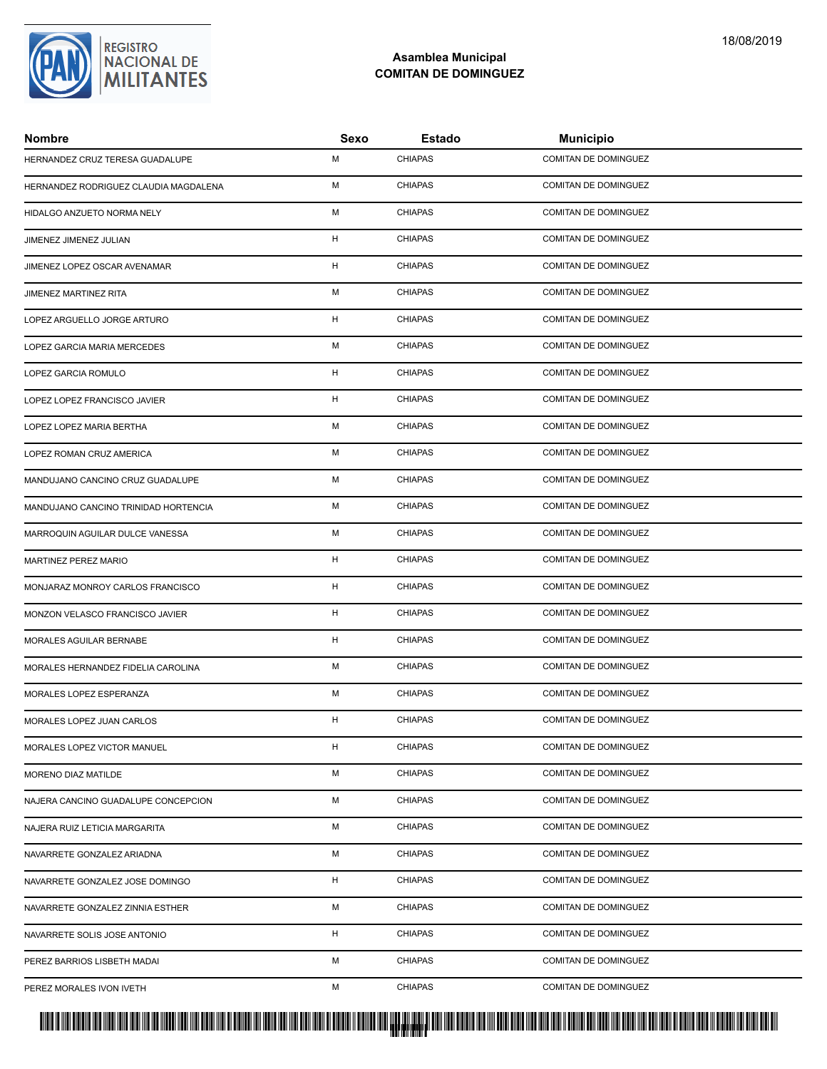Asamblea Municipal
COMITAN DE DOMINGUEZ

| Nombre | Sexo | Estado | Municipio |
|---|---|---|---|
| HERNANDEZ CRUZ TERESA GUADALUPE | M | CHIAPAS | COMITAN DE DOMINGUEZ |
| HERNANDEZ RODRIGUEZ CLAUDIA MAGDALENA | M | CHIAPAS | COMITAN DE DOMINGUEZ |
| HIDALGO ANZUETO NORMA NELY | M | CHIAPAS | COMITAN DE DOMINGUEZ |
| JIMENEZ JIMENEZ JULIAN | H | CHIAPAS | COMITAN DE DOMINGUEZ |
| JIMENEZ LOPEZ OSCAR AVENAMAR | H | CHIAPAS | COMITAN DE DOMINGUEZ |
| JIMENEZ MARTINEZ RITA | M | CHIAPAS | COMITAN DE DOMINGUEZ |
| LOPEZ ARGUELLO JORGE ARTURO | H | CHIAPAS | COMITAN DE DOMINGUEZ |
| LOPEZ GARCIA MARIA MERCEDES | M | CHIAPAS | COMITAN DE DOMINGUEZ |
| LOPEZ GARCIA ROMULO | H | CHIAPAS | COMITAN DE DOMINGUEZ |
| LOPEZ LOPEZ FRANCISCO JAVIER | H | CHIAPAS | COMITAN DE DOMINGUEZ |
| LOPEZ LOPEZ MARIA BERTHA | M | CHIAPAS | COMITAN DE DOMINGUEZ |
| LOPEZ ROMAN CRUZ AMERICA | M | CHIAPAS | COMITAN DE DOMINGUEZ |
| MANDUJANO CANCINO CRUZ GUADALUPE | M | CHIAPAS | COMITAN DE DOMINGUEZ |
| MANDUJANO CANCINO TRINIDAD HORTENCIA | M | CHIAPAS | COMITAN DE DOMINGUEZ |
| MARROQUIN AGUILAR DULCE VANESSA | M | CHIAPAS | COMITAN DE DOMINGUEZ |
| MARTINEZ PEREZ MARIO | H | CHIAPAS | COMITAN DE DOMINGUEZ |
| MONJARAZ MONROY CARLOS FRANCISCO | H | CHIAPAS | COMITAN DE DOMINGUEZ |
| MONZON VELASCO FRANCISCO JAVIER | H | CHIAPAS | COMITAN DE DOMINGUEZ |
| MORALES AGUILAR BERNABE | H | CHIAPAS | COMITAN DE DOMINGUEZ |
| MORALES HERNANDEZ FIDELIA CAROLINA | M | CHIAPAS | COMITAN DE DOMINGUEZ |
| MORALES LOPEZ ESPERANZA | M | CHIAPAS | COMITAN DE DOMINGUEZ |
| MORALES LOPEZ JUAN CARLOS | H | CHIAPAS | COMITAN DE DOMINGUEZ |
| MORALES LOPEZ VICTOR MANUEL | H | CHIAPAS | COMITAN DE DOMINGUEZ |
| MORENO DIAZ MATILDE | M | CHIAPAS | COMITAN DE DOMINGUEZ |
| NAJERA CANCINO GUADALUPE CONCEPCION | M | CHIAPAS | COMITAN DE DOMINGUEZ |
| NAJERA RUIZ LETICIA MARGARITA | M | CHIAPAS | COMITAN DE DOMINGUEZ |
| NAVARRETE GONZALEZ ARIADNA | M | CHIAPAS | COMITAN DE DOMINGUEZ |
| NAVARRETE GONZALEZ JOSE DOMINGO | H | CHIAPAS | COMITAN DE DOMINGUEZ |
| NAVARRETE GONZALEZ ZINNIA ESTHER | M | CHIAPAS | COMITAN DE DOMINGUEZ |
| NAVARRETE SOLIS JOSE ANTONIO | H | CHIAPAS | COMITAN DE DOMINGUEZ |
| PEREZ BARRIOS LISBETH MADAI | M | CHIAPAS | COMITAN DE DOMINGUEZ |
| PEREZ MORALES IVON IVETH | M | CHIAPAS | COMITAN DE DOMINGUEZ |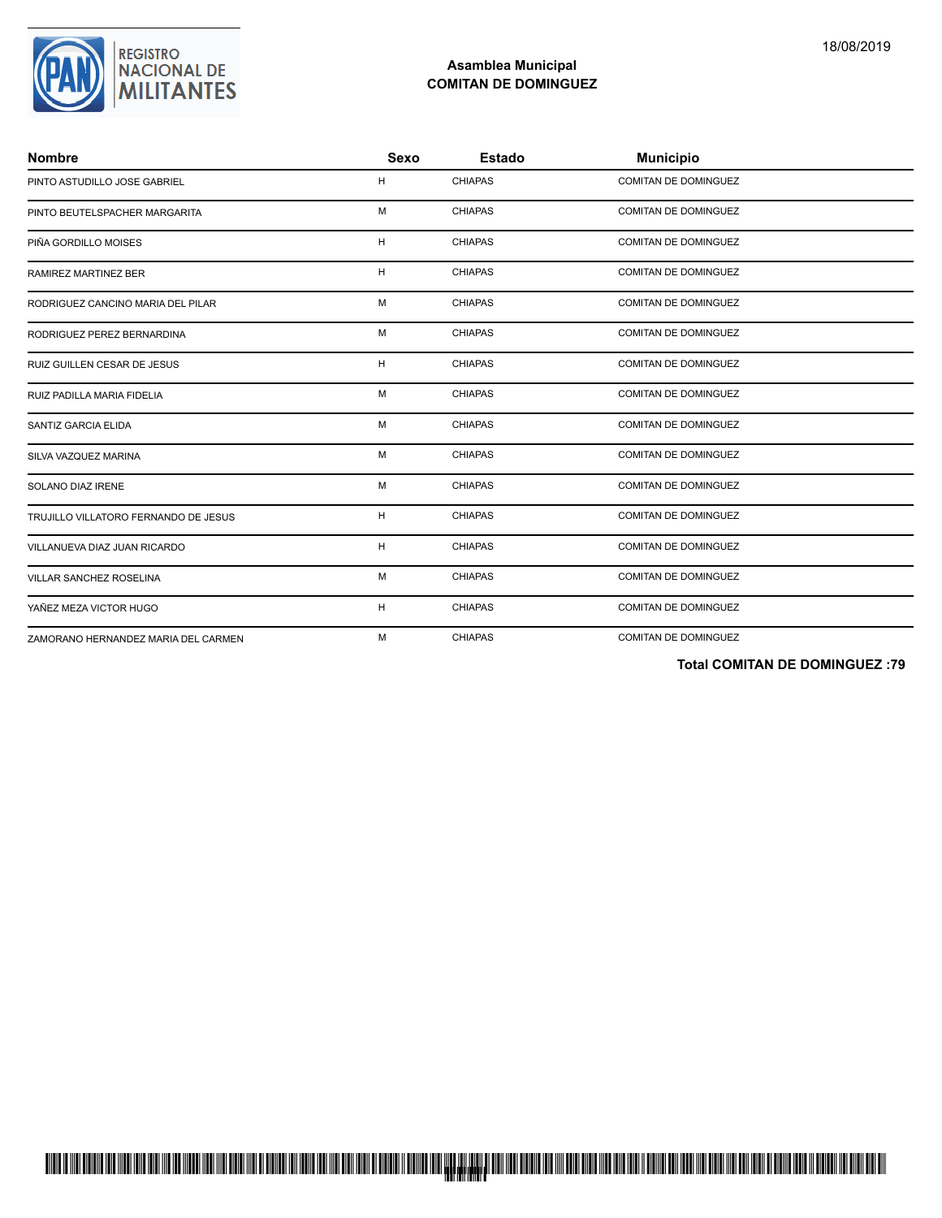**Asamblea Municipal**
**COMITAN DE DOMINGUEZ**

18/08/2019

| Nombre | Sexo | Estado | Municipio |
|---|---|---|---|
| PINTO ASTUDILLO JOSE GABRIEL | H | CHIAPAS | COMITAN DE DOMINGUEZ |
| PINTO BEUTELSPACHER MARGARITA | M | CHIAPAS | COMITAN DE DOMINGUEZ |
| PIÑA GORDILLO MOISES | H | CHIAPAS | COMITAN DE DOMINGUEZ |
| RAMIREZ MARTINEZ BER | H | CHIAPAS | COMITAN DE DOMINGUEZ |
| RODRIGUEZ CANCINO MARIA DEL PILAR | M | CHIAPAS | COMITAN DE DOMINGUEZ |
| RODRIGUEZ PEREZ BERNARDINA | M | CHIAPAS | COMITAN DE DOMINGUEZ |
| RUIZ GUILLEN CESAR DE JESUS | H | CHIAPAS | COMITAN DE DOMINGUEZ |
| RUIZ PADILLA MARIA FIDELIA | M | CHIAPAS | COMITAN DE DOMINGUEZ |
| SANTIZ GARCIA ELIDA | M | CHIAPAS | COMITAN DE DOMINGUEZ |
| SILVA VAZQUEZ MARINA | M | CHIAPAS | COMITAN DE DOMINGUEZ |
| SOLANO DIAZ IRENE | M | CHIAPAS | COMITAN DE DOMINGUEZ |
| TRUJILLO VILLATORO FERNANDO DE JESUS | H | CHIAPAS | COMITAN DE DOMINGUEZ |
| VILLANUEVA DIAZ JUAN RICARDO | H | CHIAPAS | COMITAN DE DOMINGUEZ |
| VILLAR SANCHEZ ROSELINA | M | CHIAPAS | COMITAN DE DOMINGUEZ |
| YAÑEZ MEZA VICTOR HUGO | H | CHIAPAS | COMITAN DE DOMINGUEZ |
| ZAMORANO HERNANDEZ MARIA DEL CARMEN | M | CHIAPAS | COMITAN DE DOMINGUEZ |

**Total COMITAN DE DOMINGUEZ :79**